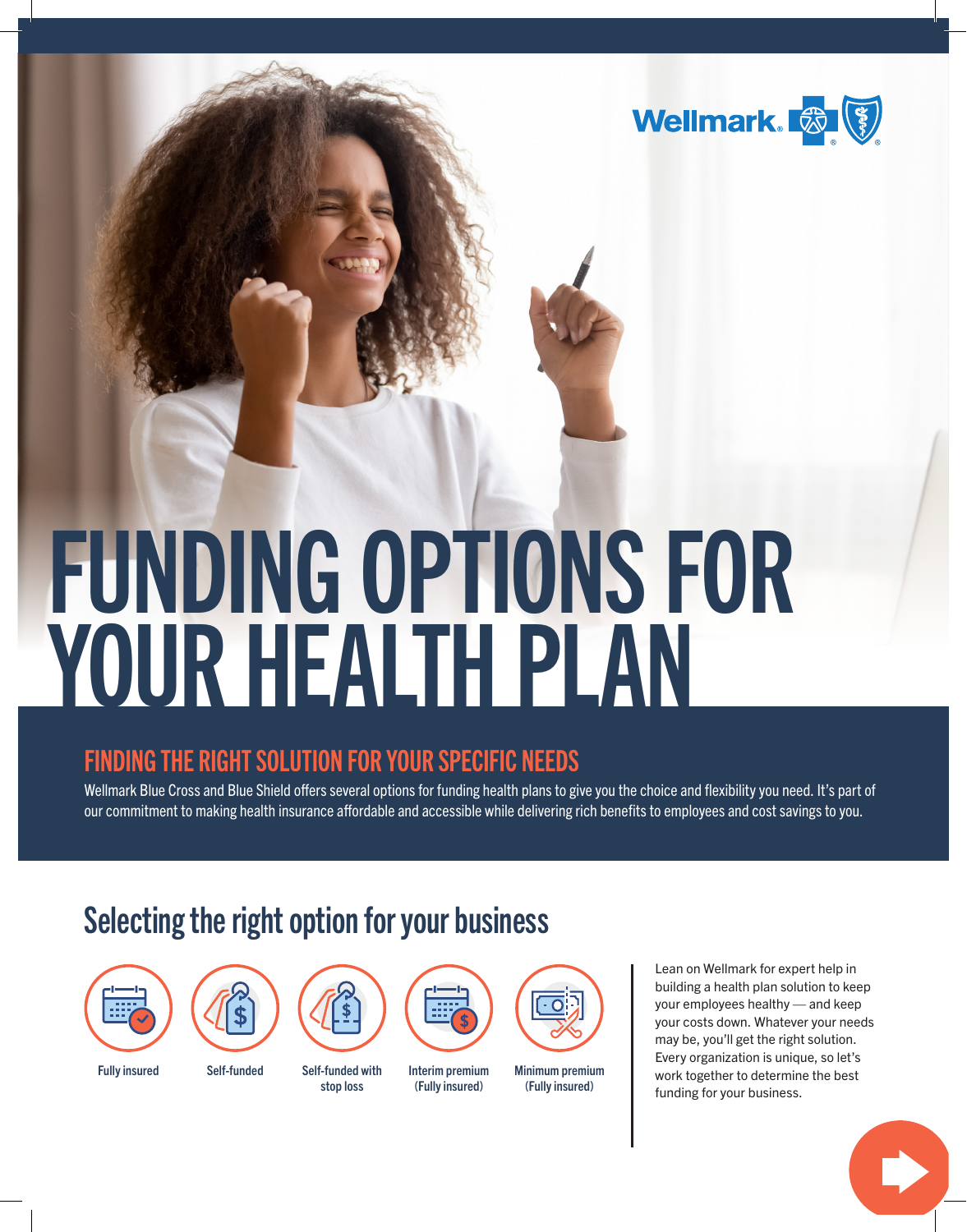Wellmark.

# FUNDING OPTIONS FOR YOUR HEALTH PLAN

## FINDING THE RIGHT SOLUTION FOR YOUR SPECIFIC NEEDS

Wellmark Blue Cross and Blue Shield offers several options for funding health plans to give you the choice and flexibility you need. It's part of our commitment to making health insurance affordable and accessible while delivering rich benefits to employees and cost savings to you.

## Selecting the right option for your business

- Fully insured
- Self-funded
- Self-funded with stop loss
- Interim premium (Fully insured)
- Minimum premium (Fully insured)

Lean on Wellmark for expert help in building a health plan solution to keep your employees healthy — and keep your costs down. Whatever your needs may be, you'll get the right solution. Every organization is unique, so let's work together to determine the best funding for your business.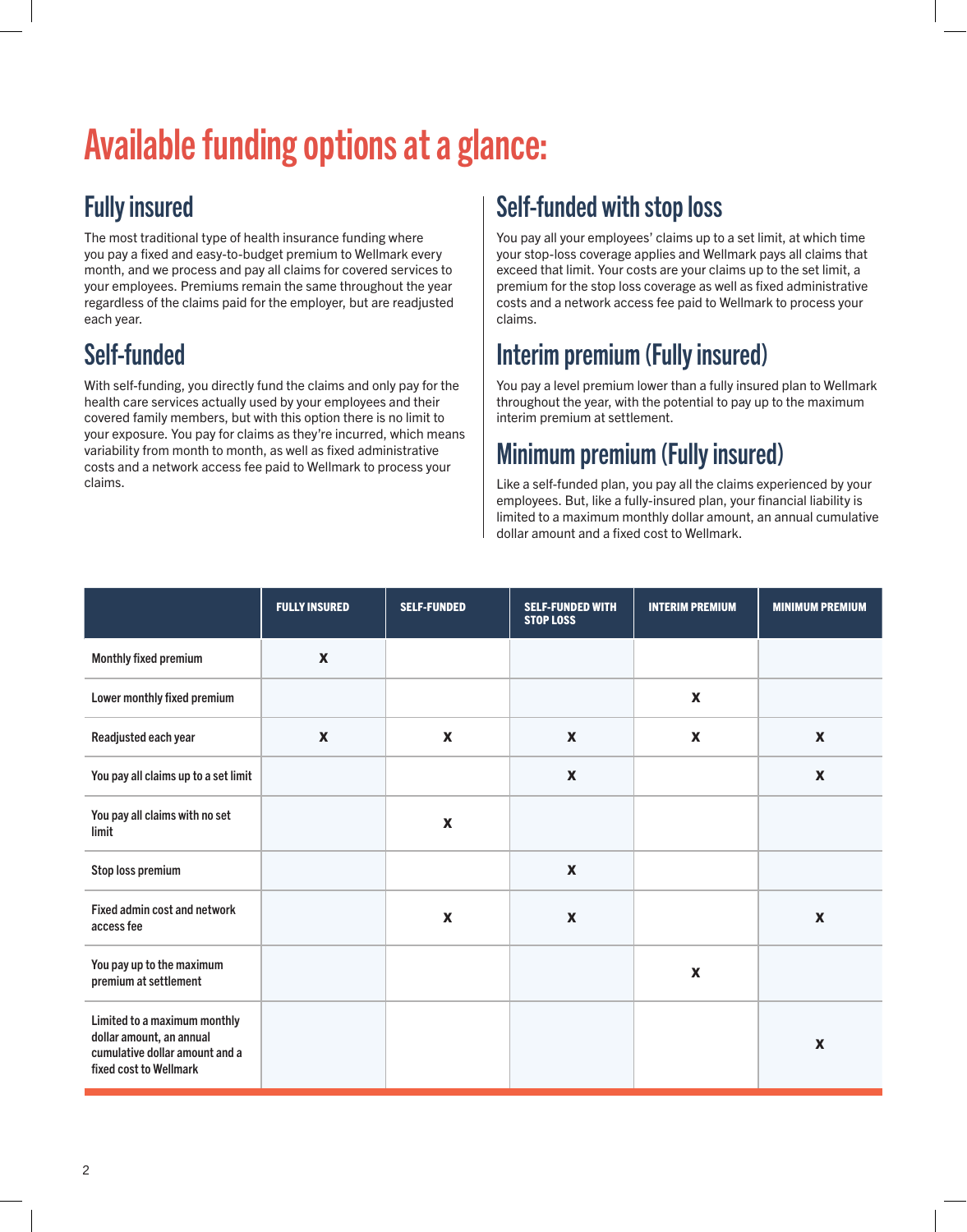# Available funding options at a glance:

## Fully insured

The most traditional type of health insurance funding where you pay a fixed and easy-to-budget premium to Wellmark every month, and we process and pay all claims for covered services to your employees. Premiums remain the same throughout the year regardless of the claims paid for the employer, but are readjusted each year.

## Self-funded

With self-funding, you directly fund the claims and only pay for the health care services actually used by your employees and their covered family members, but with this option there is no limit to your exposure. You pay for claims as they're incurred, which means variability from month to month, as well as fixed administrative costs and a network access fee paid to Wellmark to process your claims.

## Self-funded with stop loss

You pay all your employees' claims up to a set limit, at which time your stop-loss coverage applies and Wellmark pays all claims that exceed that limit. Your costs are your claims up to the set limit, a premium for the stop loss coverage as well as fixed administrative costs and a network access fee paid to Wellmark to process your claims.

## Interim premium (Fully insured)

You pay a level premium lower than a fully insured plan to Wellmark throughout the year, with the potential to pay up to the maximum interim premium at settlement.

## Minimum premium (Fully insured)

Like a self-funded plan, you pay all the claims experienced by your employees. But, like a fully-insured plan, your financial liability is limited to a maximum monthly dollar amount, an annual cumulative dollar amount and a fixed cost to Wellmark.

| | FULLY INSURED | SELF-FUNDED | SELF-FUNDED WITH STOP LOSS | INTERIM PREMIUM | MINIMUM PREMIUM |
|---|---|---|---|---|---|
| Monthly fixed premium | X | | | | |
| Lower monthly fixed premium | | | | X | |
| Readjusted each year | X | X | X | X | X |
| You pay all claims up to a set limit | | | X | | X |
| You pay all claims with no set limit | | X | | | |
| Stop loss premium | | | X | | |
| Fixed admin cost and network access fee | | X | X | | X |
| You pay up to the maximum premium at settlement | | | | X | |
| Limited to a maximum monthly dollar amount, an annual cumulative dollar amount and a fixed cost to Wellmark | | | | | X |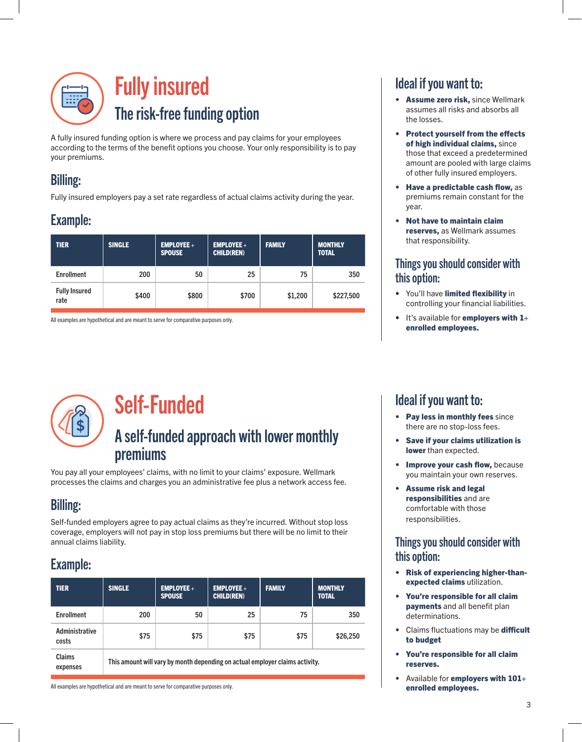# Fully insured

## The risk-free funding option

A fully insured funding option is where we process and pay claims for your employees according to the terms of the benefit options you choose. Your only responsibility is to pay your premiums.

## Billing:

Fully insured employers pay a set rate regardless of actual claims activity during the year.

## Example:

| TIER | SINGLE | EMPLOYEE + SPOUSE | EMPLOYEE + CHILD(REN) | FAMILY | MONTHLY TOTAL |
|---|---|---|---|---|---|
| Enrollment | 200 | 50 | 25 | 75 | 350 |
| Fully Insured rate | $400 | $800 | $700 | $1,200 | $227,500 |

All examples are hypothetical and are meant to serve for comparative purposes only.

## Ideal if you want to:

- **Assume zero risk,** since Wellmark assumes all risks and absorbs all the losses.
- **Protect yourself from the effects of high individual claims,** since those that exceed a predetermined amount are pooled with large claims of other fully insured employers.
- **Have a predictable cash flow,** as premiums remain constant for the year.
- **Not have to maintain claim reserves,** as Wellmark assumes that responsibility.

## Things you should consider with this option:

- You'll have **limited flexibility** in controlling your financial liabilities.
- It's available for **employers with 1+ enrolled employees.**

# Self-Funded

## A self-funded approach with lower monthly premiums

You pay all your employees' claims, with no limit to your claims' exposure. Wellmark processes the claims and charges you an administrative fee plus a network access fee.

## Billing:

Self-funded employers agree to pay actual claims as they're incurred. Without stop loss coverage, employers will not pay in stop loss premiums but there will be no limit to their annual claims liability.

## Example:

| TIER | SINGLE | EMPLOYEE + SPOUSE | EMPLOYEE + CHILD(REN) | FAMILY | MONTHLY TOTAL |
|---|---|---|---|---|---|
| Enrollment | 200 | 50 | 25 | 75 | 350 |
| Administrative costs | $75 | $75 | $75 | $75 | $26,250 |
| Claims expenses | This amount will vary by month depending on actual employer claims activity. | | | | |

All examples are hypothetical and are meant to serve for comparative purposes only.

## Ideal if you want to:

- **Pay less in monthly fees** since there are no stop-loss fees.
- **Save if your claims utilization is lower** than expected.
- **Improve your cash flow,** because you maintain your own reserves.
- **Assume risk and legal responsibilities** and are comfortable with those responsibilities.

## Things you should consider with this option:

- **Risk of experiencing higher-than-expected claims** utilization.
- **You're responsible for all claim payments** and all benefit plan determinations.
- Claims fluctuations may be **difficult to budget**
- **You're responsible for all claim reserves.**
- Available for **employers with 101+ enrolled employees.**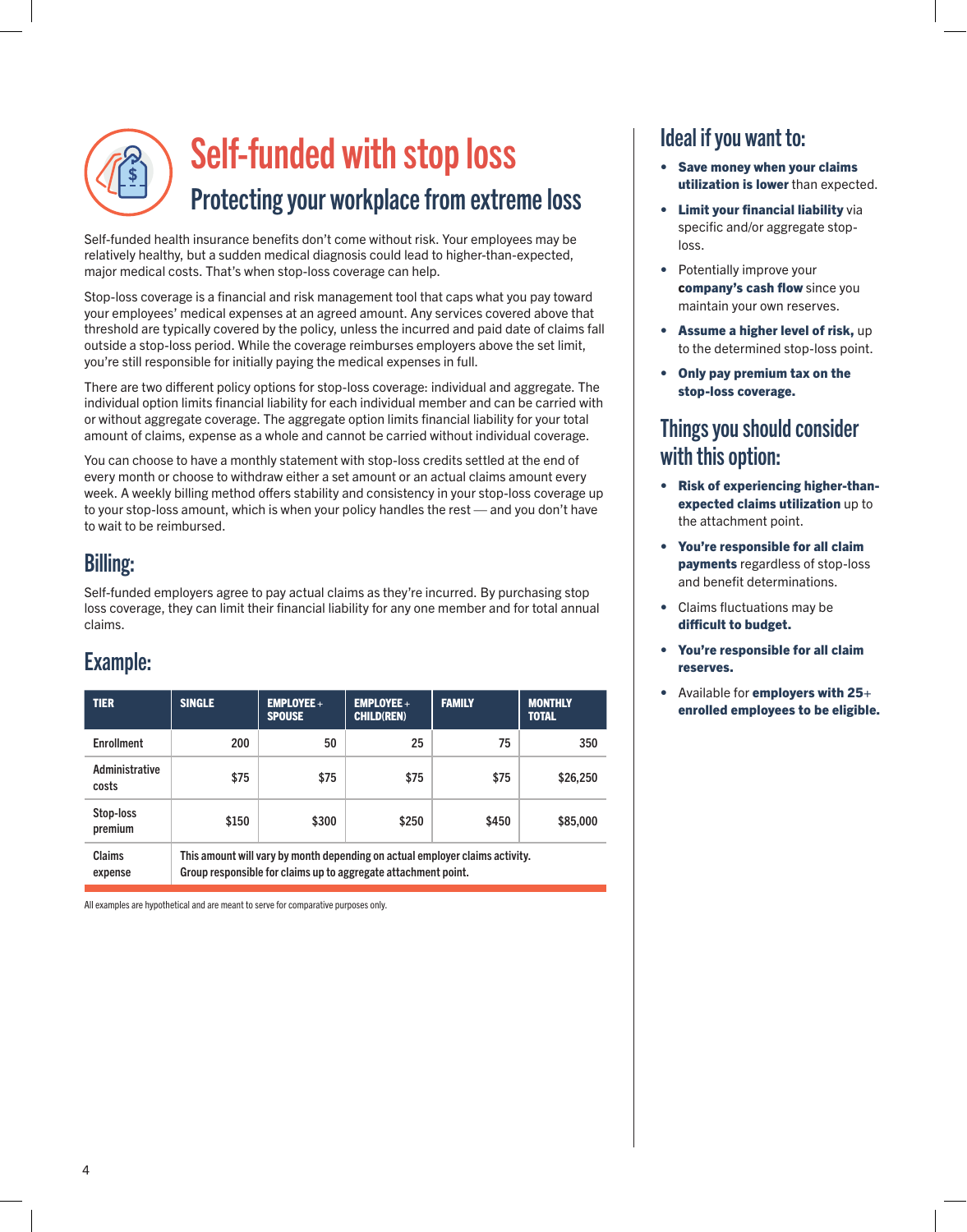# Self-funded with stop loss

## Protecting your workplace from extreme loss

Self-funded health insurance benefits don't come without risk. Your employees may be relatively healthy, but a sudden medical diagnosis could lead to higher-than-expected, major medical costs. That's when stop-loss coverage can help.

Stop-loss coverage is a financial and risk management tool that caps what you pay toward your employees' medical expenses at an agreed amount. Any services covered above that threshold are typically covered by the policy, unless the incurred and paid date of claims fall outside a stop-loss period. While the coverage reimburses employers above the set limit, you're still responsible for initially paying the medical expenses in full.

There are two different policy options for stop-loss coverage: individual and aggregate. The individual option limits financial liability for each individual member and can be carried with or without aggregate coverage. The aggregate option limits financial liability for your total amount of claims, expense as a whole and cannot be carried without individual coverage.

You can choose to have a monthly statement with stop-loss credits settled at the end of every month or choose to withdraw either a set amount or an actual claims amount every week. A weekly billing method offers stability and consistency in your stop-loss coverage up to your stop-loss amount, which is when your policy handles the rest — and you don't have to wait to be reimbursed.

## Billing:

Self-funded employers agree to pay actual claims as they're incurred. By purchasing stop loss coverage, they can limit their financial liability for any one member and for total annual claims.

## Example:

| TIER | SINGLE | EMPLOYEE + SPOUSE | EMPLOYEE + CHILD(REN) | FAMILY | MONTHLY TOTAL |
|---|---|---|---|---|---|
| Enrollment | 200 | 50 | 25 | 75 | 350 |
| Administrative costs | $75 | $75 | $75 | $75 | $26,250 |
| Stop-loss premium | $150 | $300 | $250 | $450 | $85,000 |
| Claims expense | This amount will vary by month depending on actual employer claims activity. Group responsible for claims up to aggregate attachment point. | | | | |

All examples are hypothetical and are meant to serve for comparative purposes only.

## Ideal if you want to:

- **Save money when your claims utilization is lower** than expected.
- **Limit your financial liability** via specific and/or aggregate stop-loss.
- Potentially improve your **company's cash flow** since you maintain your own reserves.
- **Assume a higher level of risk,** up to the determined stop-loss point.
- **Only pay premium tax on the stop-loss coverage.**

## Things you should consider with this option:

- **Risk of experiencing higher-than-expected claims utilization** up to the attachment point.
- **You're responsible for all claim payments** regardless of stop-loss and benefit determinations.
- Claims fluctuations may be **difficult to budget.**
- **You're responsible for all claim reserves.**
- Available for **employers with 25+ enrolled employees to be eligible.**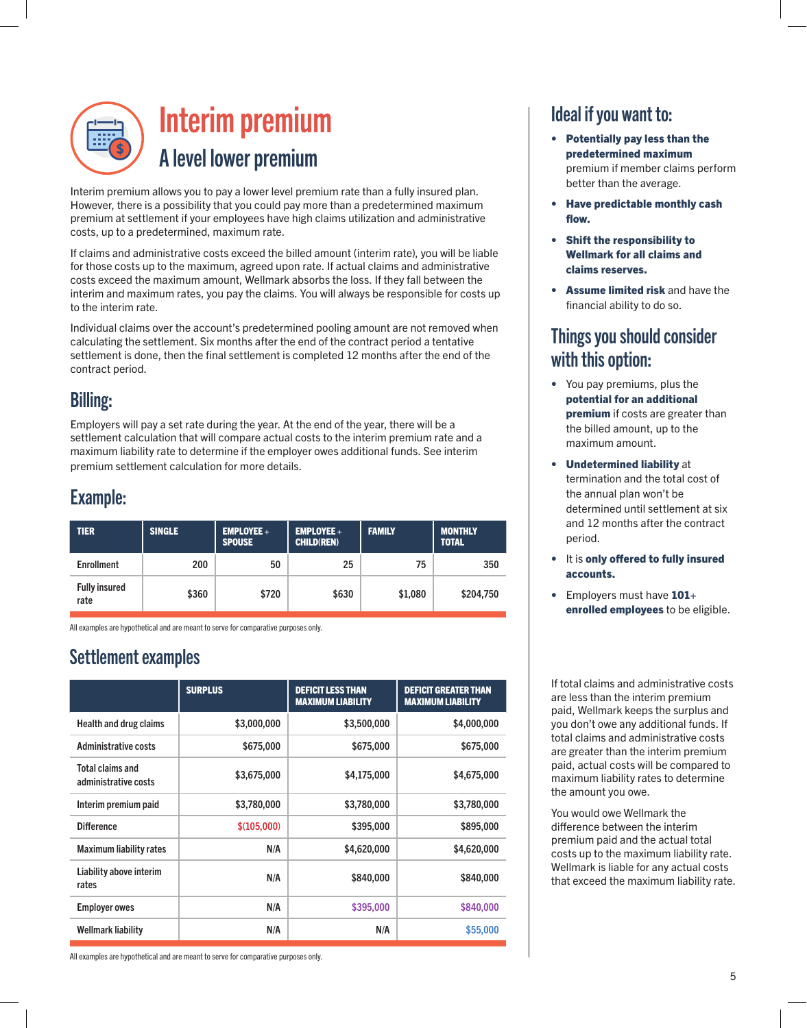# Interim premium

## A level lower premium

Interim premium allows you to pay a lower level premium rate than a fully insured plan. However, there is a possibility that you could pay more than a predetermined maximum premium at settlement if your employees have high claims utilization and administrative costs, up to a predetermined, maximum rate.

If claims and administrative costs exceed the billed amount (interim rate), you will be liable for those costs up to the maximum, agreed upon rate. If actual claims and administrative costs exceed the maximum amount, Wellmark absorbs the loss. If they fall between the interim and maximum rates, you pay the claims. You will always be responsible for costs up to the interim rate.

Individual claims over the account's predetermined pooling amount are not removed when calculating the settlement. Six months after the end of the contract period a tentative settlement is done, then the final settlement is completed 12 months after the end of the contract period.

## Billing:

Employers will pay a set rate during the year. At the end of the year, there will be a settlement calculation that will compare actual costs to the interim premium rate and a maximum liability rate to determine if the employer owes additional funds. See interim premium settlement calculation for more details.

## Example:

| TIER | SINGLE | EMPLOYEE + SPOUSE | EMPLOYEE + CHILD(REN) | FAMILY | MONTHLY TOTAL |
|---|---|---|---|---|---|
| Enrollment | 200 | 50 | 25 | 75 | 350 |
| Fully insured rate | $360 | $720 | $630 | $1,080 | $204,750 |

All examples are hypothetical and are meant to serve for comparative purposes only.

## Settlement examples

| | SURPLUS | DEFICIT LESS THAN MAXIMUM LIABILITY | DEFICIT GREATER THAN MAXIMUM LIABILITY |
|---|---|---|---|
| Health and drug claims | $3,000,000 | $3,500,000 | $4,000,000 |
| Administrative costs | $675,000 | $675,000 | $675,000 |
| Total claims and administrative costs | $3,675,000 | $4,175,000 | $4,675,000 |
| Interim premium paid | $3,780,000 | $3,780,000 | $3,780,000 |
| Difference | $(105,000) | $395,000 | $895,000 |
| Maximum liability rates | N/A | $4,620,000 | $4,620,000 |
| Liability above interim rates | N/A | $840,000 | $840,000 |
| Employer owes | N/A | $395,000 | $840,000 |
| Wellmark liability | N/A | N/A | $55,000 |

All examples are hypothetical and are meant to serve for comparative purposes only.

## Ideal if you want to:

- **Potentially pay less than the predetermined maximum** premium if member claims perform better than the average.
- **Have predictable monthly cash flow.**
- **Shift the responsibility to Wellmark for all claims and claims reserves.**
- **Assume limited risk** and have the financial ability to do so.

## Things you should consider with this option:

- You pay premiums, plus the **potential for an additional premium** if costs are greater than the billed amount, up to the maximum amount.
- **Undetermined liability** at termination and the total cost of the annual plan won't be determined until settlement at six and 12 months after the contract period.
- It is **only offered to fully insured accounts.**
- Employers must have **101+ enrolled employees** to be eligible.

If total claims and administrative costs are less than the interim premium paid, Wellmark keeps the surplus and you don't owe any additional funds. If total claims and administrative costs are greater than the interim premium paid, actual costs will be compared to maximum liability rates to determine the amount you owe.

You would owe Wellmark the difference between the interim premium paid and the actual total costs up to the maximum liability rate. Wellmark is liable for any actual costs that exceed the maximum liability rate.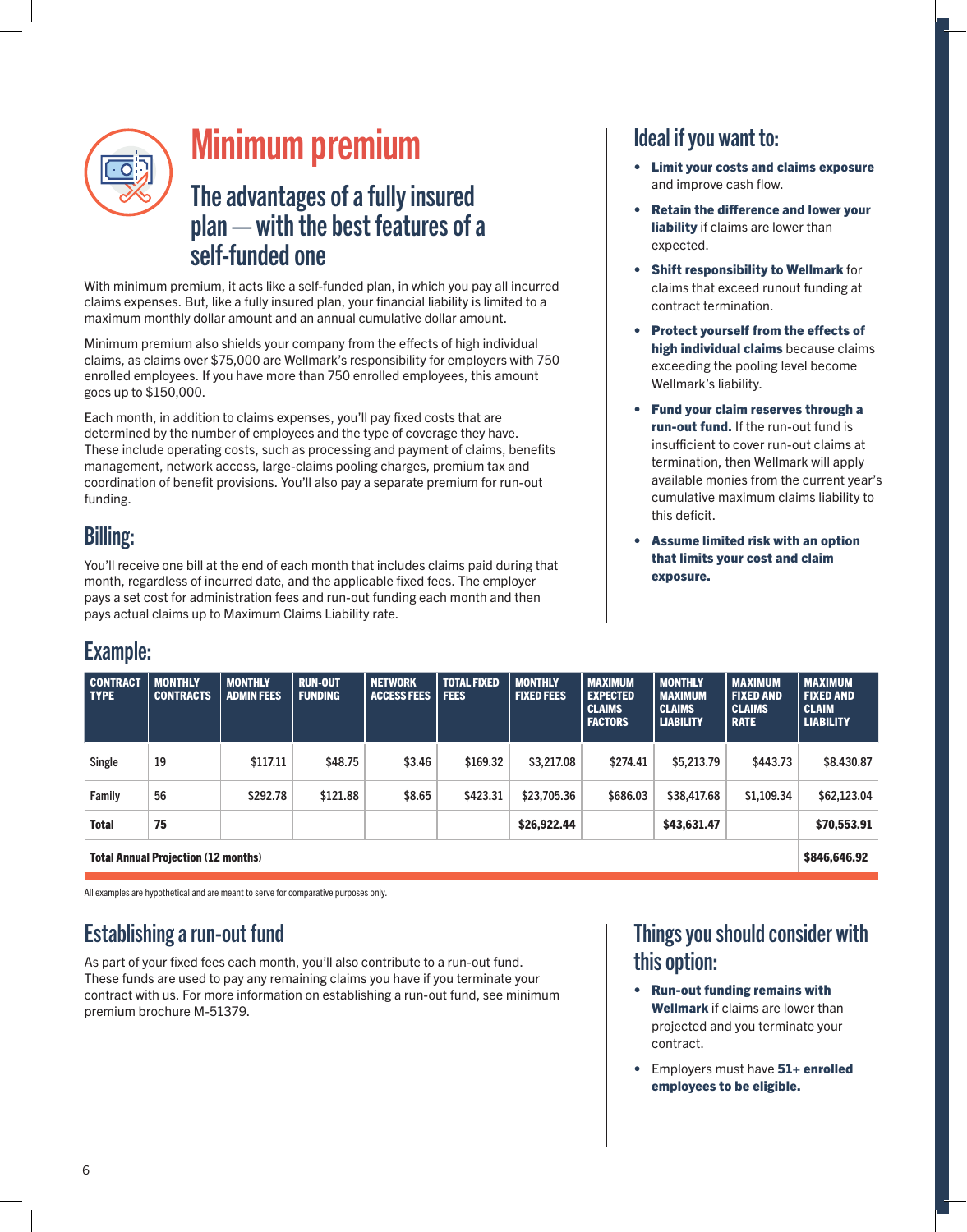# Minimum premium

## The advantages of a fully insured plan — with the best features of a self-funded one

With minimum premium, it acts like a self-funded plan, in which you pay all incurred claims expenses. But, like a fully insured plan, your financial liability is limited to a maximum monthly dollar amount and an annual cumulative dollar amount.

Minimum premium also shields your company from the effects of high individual claims, as claims over $75,000 are Wellmark's responsibility for employers with 750 enrolled employees. If you have more than 750 enrolled employees, this amount goes up to $150,000.

Each month, in addition to claims expenses, you'll pay fixed costs that are determined by the number of employees and the type of coverage they have. These include operating costs, such as processing and payment of claims, benefits management, network access, large-claims pooling charges, premium tax and coordination of benefit provisions. You'll also pay a separate premium for run-out funding.

## Billing:

You'll receive one bill at the end of each month that includes claims paid during that month, regardless of incurred date, and the applicable fixed fees. The employer pays a set cost for administration fees and run-out funding each month and then pays actual claims up to Maximum Claims Liability rate.

## Ideal if you want to:

- **Limit your costs and claims exposure** and improve cash flow.
- **Retain the difference and lower your liability** if claims are lower than expected.
- **Shift responsibility to Wellmark** for claims that exceed runout funding at contract termination.
- **Protect yourself from the effects of high individual claims** because claims exceeding the pooling level become Wellmark's liability.
- **Fund your claim reserves through a run-out fund.** If the run-out fund is insufficient to cover run-out claims at termination, then Wellmark will apply available monies from the current year's cumulative maximum claims liability to this deficit.
- **Assume limited risk with an option that limits your cost and claim exposure.**

## Example:

| CONTRACT TYPE | MONTHLY CONTRACTS | MONTHLY ADMIN FEES | RUN-OUT FUNDING | NETWORK ACCESS FEES | TOTAL FIXED FEES | MONTHLY FIXED FEES | MAXIMUM EXPECTED CLAIMS FACTORS | MONTHLY MAXIMUM CLAIMS LIABILITY | MAXIMUM FIXED AND CLAIMS RATE | MAXIMUM FIXED AND CLAIM LIABILITY |
|---|---|---|---|---|---|---|---|---|---|---|
| Single | 19 | $117.11 | $48.75 | $3.46 | $169.32 | $3,217.08 | $274.41 | $5,213.79 | $443.73 | $8.430.87 |
| Family | 56 | $292.78 | $121.88 | $8.65 | $423.31 | $23,705.36 | $686.03 | $38,417.68 | $1,109.34 | $62,123.04 |
| **Total** | **75** | | | | | **$26,922.44** | | **$43,631.47** | | **$70,553.91** |
| **Total Annual Projection (12 months)** | | | | | | | | | | **$846,646.92** |

All examples are hypothetical and are meant to serve for comparative purposes only.

## Establishing a run-out fund

As part of your fixed fees each month, you'll also contribute to a run-out fund. These funds are used to pay any remaining claims you have if you terminate your contract with us. For more information on establishing a run-out fund, see minimum premium brochure M-51379.

## Things you should consider with this option:

- **Run-out funding remains with Wellmark** if claims are lower than projected and you terminate your contract.
- Employers must have **51+ enrolled employees to be eligible.**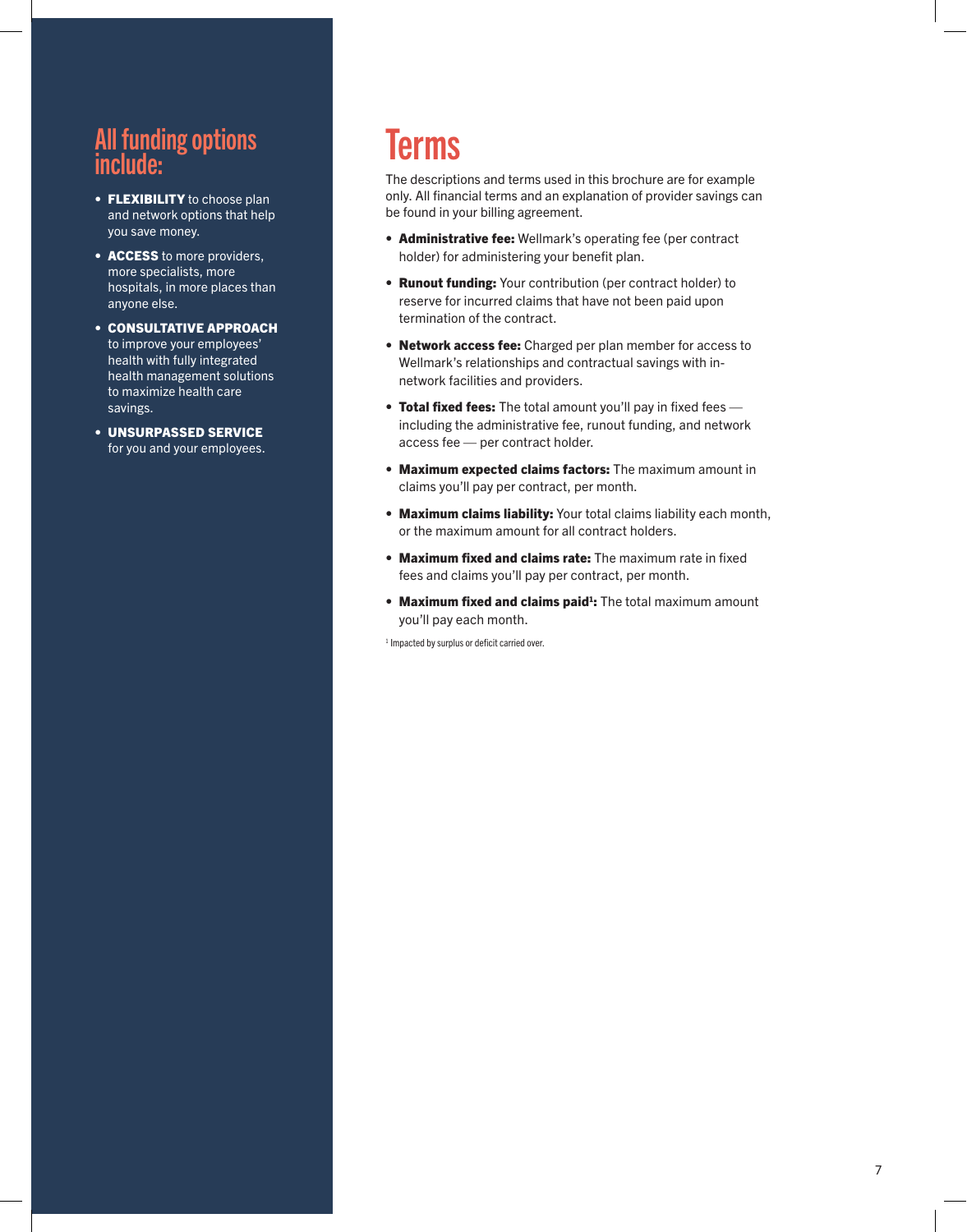## All funding options include:

- **FLEXIBILITY** to choose plan and network options that help you save money.
- **ACCESS** to more providers, more specialists, more hospitals, in more places than anyone else.
- **CONSULTATIVE APPROACH** to improve your employees' health with fully integrated health management solutions to maximize health care savings.
- **UNSURPASSED SERVICE** for you and your employees.

# Terms

The descriptions and terms used in this brochure are for example only. All financial terms and an explanation of provider savings can be found in your billing agreement.

- **Administrative fee:** Wellmark's operating fee (per contract holder) for administering your benefit plan.
- **Runout funding:** Your contribution (per contract holder) to reserve for incurred claims that have not been paid upon termination of the contract.
- **Network access fee:** Charged per plan member for access to Wellmark's relationships and contractual savings with in-network facilities and providers.
- **Total fixed fees:** The total amount you'll pay in fixed fees — including the administrative fee, runout funding, and network access fee — per contract holder.
- **Maximum expected claims factors:** The maximum amount in claims you'll pay per contract, per month.
- **Maximum claims liability:** Your total claims liability each month, or the maximum amount for all contract holders.
- **Maximum fixed and claims rate:** The maximum rate in fixed fees and claims you'll pay per contract, per month.
- **Maximum fixed and claims paid[1]:** The total maximum amount you'll pay each month.

[1] Impacted by surplus or deficit carried over.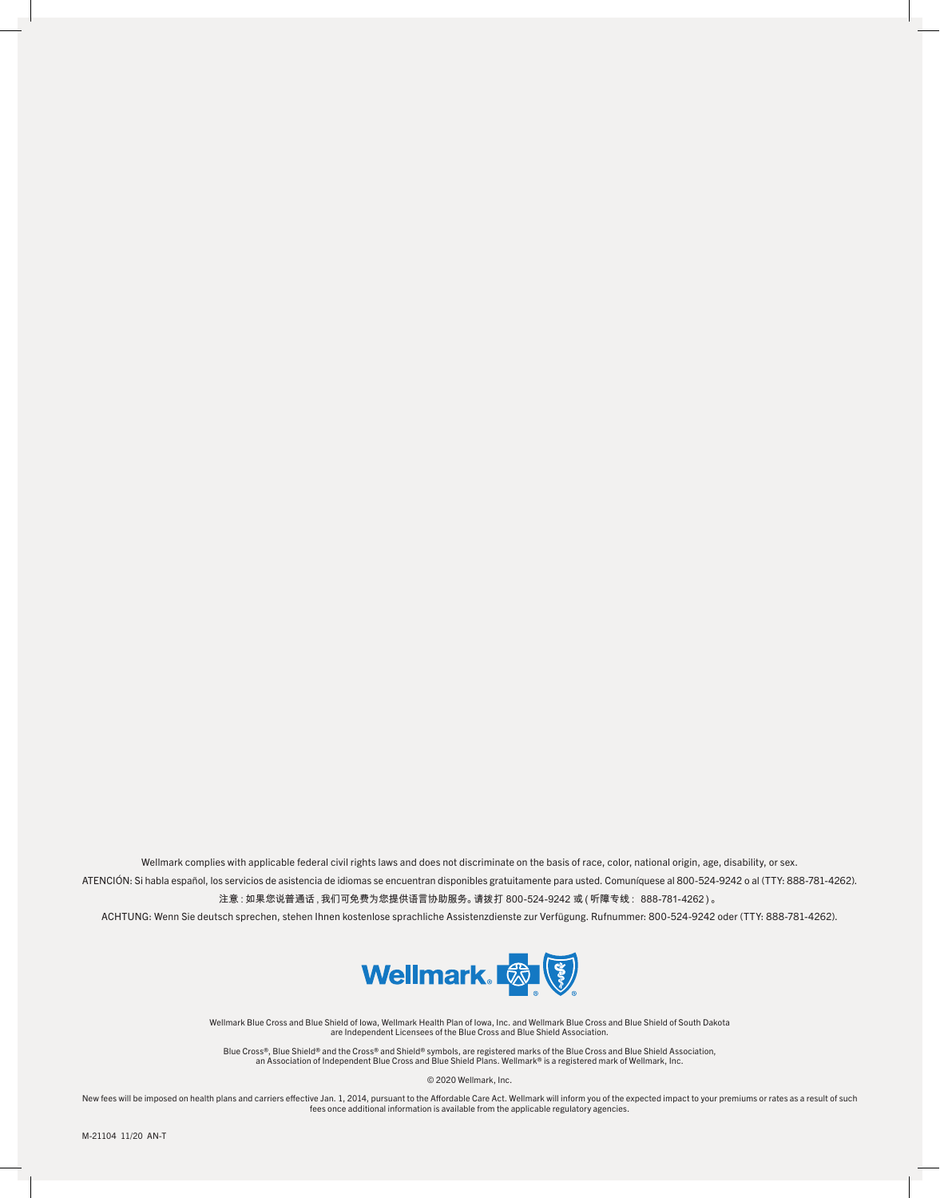Wellmark complies with applicable federal civil rights laws and does not discriminate on the basis of race, color, national origin, age, disability, or sex.

ATENCIÓN: Si habla español, los servicios de asistencia de idiomas se encuentran disponibles gratuitamente para usted. Comuníquese al 800-524-9242 o al (TTY: 888-781-4262).

注意：如果您说普通话，我们可免费为您提供语言协助服务。请拨打 800-524-9242 或（听障专线： 888-781-4262）。

ACHTUNG: Wenn Sie deutsch sprechen, stehen Ihnen kostenlose sprachliche Assistenzdienste zur Verfügung. Rufnummer: 800-524-9242 oder (TTY: 888-781-4262).

Wellmark Blue Cross and Blue Shield of Iowa, Wellmark Health Plan of Iowa, Inc. and Wellmark Blue Cross and Blue Shield of South Dakota are Independent Licensees of the Blue Cross and Blue Shield Association.

Blue Cross®, Blue Shield® and the Cross® and Shield® symbols, are registered marks of the Blue Cross and Blue Shield Association, an Association of Independent Blue Cross and Blue Shield Plans. Wellmark® is a registered mark of Wellmark, Inc.

© 2020 Wellmark, Inc.

New fees will be imposed on health plans and carriers effective Jan. 1, 2014, pursuant to the Affordable Care Act. Wellmark will inform you of the expected impact to your premiums or rates as a result of such fees once additional information is available from the applicable regulatory agencies.

M-21104 11/20 AN-T